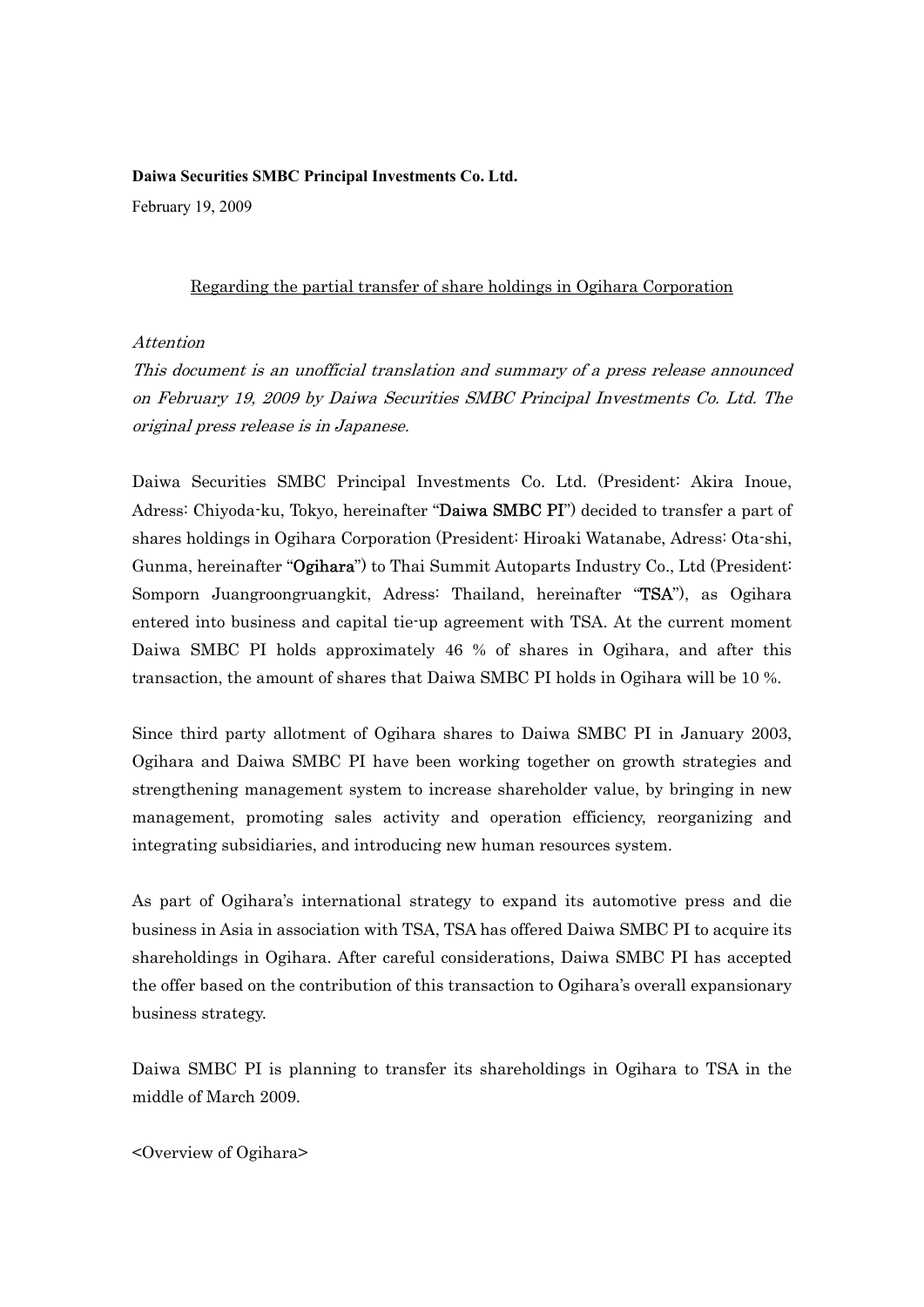**Daiwa Securities SMBC Principal Investments Co. Ltd.**

February 19, 2009

Regarding the partial transfer of share holdings in Ogihara Corporation

*Attention*

*This document is an unofficial translation and summary of a press release announced on February 19, 2009 by Daiwa Securities SMBC Principal Investments Co. Ltd. The original press release is in Japanese.*

Daiwa Securities SMBC Principal Investments Co. Ltd. (President: Akira Inoue, Adress: Chiyoda-ku, Tokyo, hereinafter "**Daiwa SMBC PI**") decided to transfer a part of shares holdings in Ogihara Corporation (President: Hiroaki Watanabe, Adress: Ota-shi, Gunma, hereinafter "**Ogihara**") to Thai Summit Autoparts Industry Co., Ltd (President: Somporn Juangroongruangkit, Adress: Thailand, hereinafter "**TSA**"), as Ogihara entered into business and capital tie-up agreement with TSA. At the current moment Daiwa SMBC PI holds approximately 46 % of shares in Ogihara, and after this transaction, the amount of shares that Daiwa SMBC PI holds in Ogihara will be 10 %.

Since third party allotment of Ogihara shares to Daiwa SMBC PI in January 2003, Ogihara and Daiwa SMBC PI have been working together on growth strategies and strengthening management system to increase shareholder value, by bringing in new management, promoting sales activity and operation efficiency, reorganizing and integrating subsidiaries, and introducing new human resources system.

As part of Ogihara's international strategy to expand its automotive press and die business in Asia in association with TSA, TSA has offered Daiwa SMBC PI to acquire its shareholdings in Ogihara. After careful considerations, Daiwa SMBC PI has accepted the offer based on the contribution of this transaction to Ogihara's overall expansionary business strategy.

Daiwa SMBC PI is planning to transfer its shareholdings in Ogihara to TSA in the middle of March 2009.

<Overview of Ogihara>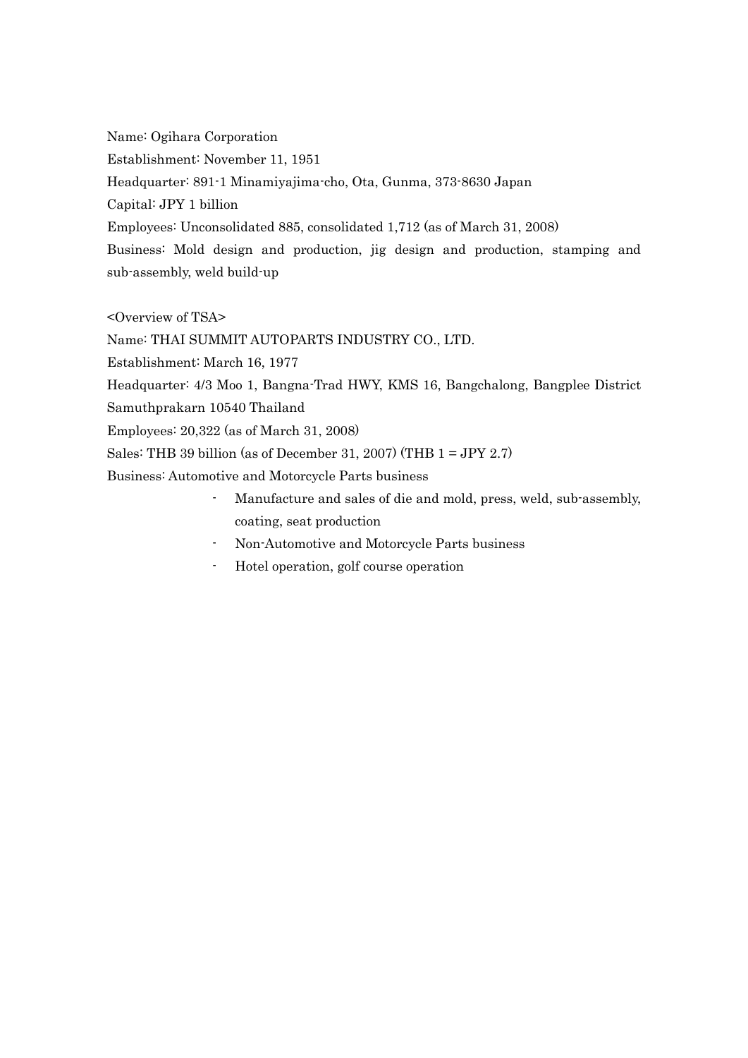Name: Ogihara Corporation

Establishment: November 11, 1951

Headquarter: 891-1 Minamiyajima-cho, Ota, Gunma, 373-8630 Japan

Capital: JPY 1 billion

Employees: Unconsolidated 885, consolidated 1,712 (as of March 31, 2008)

Business: Mold design and production, jig design and production, stamping and sub-assembly, weld build-up

<Overview of TSA>

Name: THAI SUMMIT AUTOPARTS INDUSTRY CO., LTD.

Establishment: March 16, 1977

Headquarter: 4/3 Moo 1, Bangna-Trad HWY, KMS 16, Bangchalong, Bangplee District Samuthprakarn 10540 Thailand

Employees: 20,322 (as of March 31, 2008)

Sales: THB 39 billion (as of December 31, 2007) (THB 1 = JPY 2.7)

Business: Automotive and Motorcycle Parts business

- Manufacture and sales of die and mold, press, weld, sub-assembly, coating, seat production
- Non-Automotive and Motorcycle Parts business
- Hotel operation, golf course operation